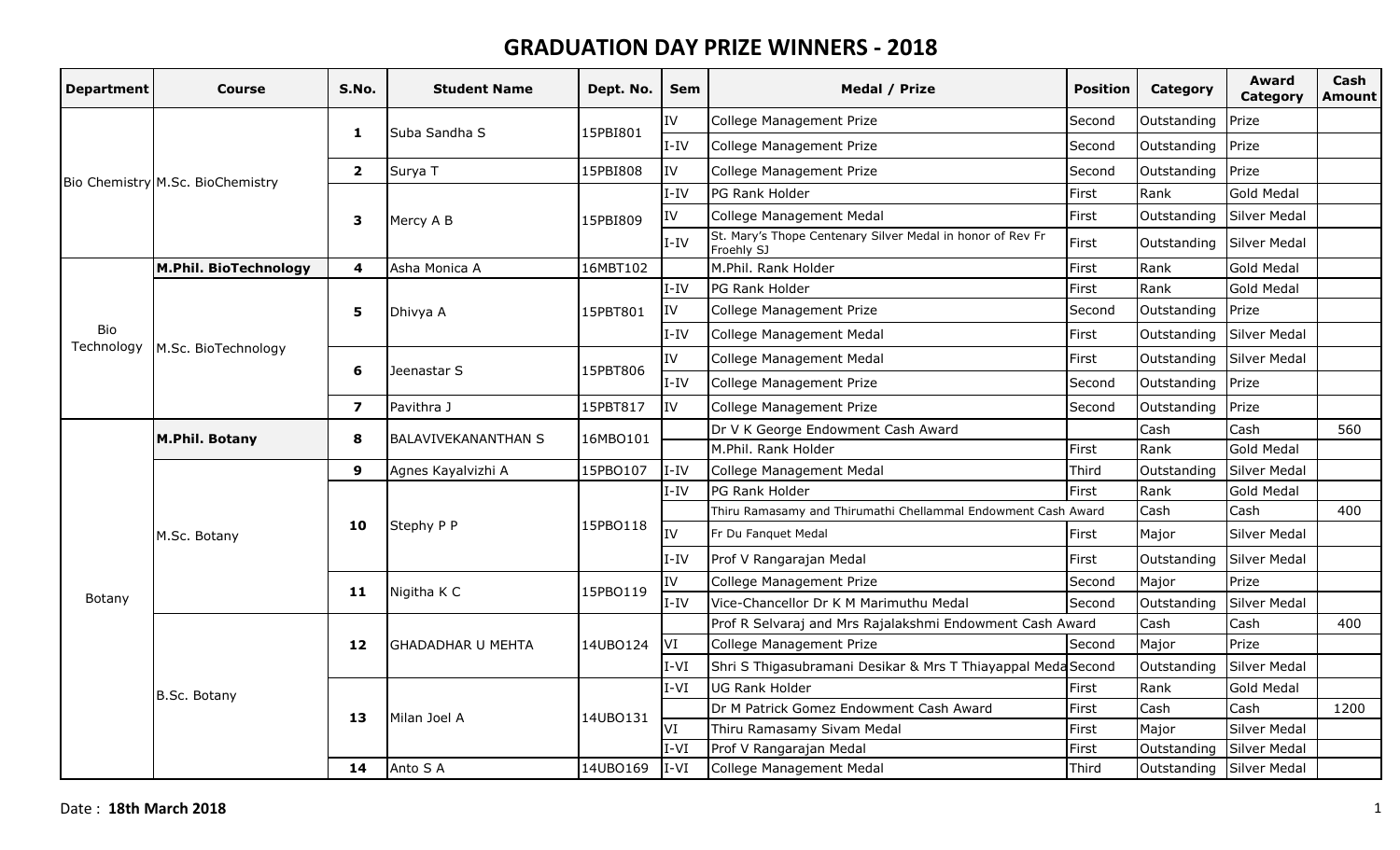# GRADUATION DAY PRIZE WINNERS - 2018

| Department | Course | S.No. | Student Name | Dept. No. | Sem | Medal / Prize | Position | Category | Award Category | Cash Amount |
|---|---|---|---|---|---|---|---|---|---|---|
| Bio Chemistry | M.Sc. BioChemistry | 1 | Suba Sandha S | 15PBI801 | IV | College Management Prize | Second | Outstanding | Prize | |
| | | | | | I-IV | College Management Prize | Second | Outstanding | Prize | |
| | | 2 | Surya T | 15PBI808 | IV | College Management Prize | Second | Outstanding | Prize | |
| | | 3 | Mercy A B | 15PBI809 | I-IV | PG Rank Holder | First | Rank | Gold Medal | |
| | | | | | IV | College Management Medal | First | Outstanding | Silver Medal | |
| | | | | | I-IV | St. Mary's Thope Centenary Silver Medal in honor of Rev Fr Froehly SJ | First | Outstanding | Silver Medal | |
| Bio Technology | **M.Phil. BioTechnology** | 4 | Asha Monica A | 16MBT102 | | M.Phil. Rank Holder | First | Rank | Gold Medal | |
| | M.Sc. BioTechnology | 5 | Dhivya A | 15PBT801 | I-IV | PG Rank Holder | First | Rank | Gold Medal | |
| | | | | | IV | College Management Prize | Second | Outstanding | Prize | |
| | | | | | I-IV | College Management Medal | First | Outstanding | Silver Medal | |
| | | 6 | Jeenastar S | 15PBT806 | IV | College Management Medal | First | Outstanding | Silver Medal | |
| | | | | | I-IV | College Management Prize | Second | Outstanding | Prize | |
| | | 7 | Pavithra J | 15PBT817 | IV | College Management Prize | Second | Outstanding | Prize | |
| Botany | **M.Phil. Botany** | 8 | BALAVIVEKANANTHAN S | 16MBO101 | | Dr V K George Endowment Cash Award | | Cash | Cash | 560 |
| | | | | | | M.Phil. Rank Holder | First | Rank | Gold Medal | |
| | M.Sc. Botany | 9 | Agnes Kayalvizhi A | 15PBO107 | I-IV | College Management Medal | Third | Outstanding | Silver Medal | |
| | | 10 | Stephy P P | 15PBO118 | I-IV | PG Rank Holder | First | Rank | Gold Medal | |
| | | | | | | Thiru Ramasamy and Thirumathi Chellammal Endowment Cash Award | | Cash | Cash | 400 |
| | | | | | IV | Fr Du Fanquet Medal | First | Major | Silver Medal | |
| | | | | | I-IV | Prof V Rangarajan Medal | First | Outstanding | Silver Medal | |
| | | 11 | Nigitha K C | 15PBO119 | IV | College Management Prize | Second | Major | Prize | |
| | | | | | I-IV | Vice-Chancellor Dr K M Marimuthu Medal | Second | Outstanding | Silver Medal | |
| | B.Sc. Botany | 12 | GHADADHAR U MEHTA | 14UBO124 | | Prof R Selvaraj and Mrs Rajalakshmi Endowment Cash Award | | Cash | Cash | 400 |
| | | | | | VI | College Management Prize | Second | Major | Prize | |
| | | | | | I-VI | Shri S Thigasubramani Desikar & Mrs T Thiayappal Meda | Second | Outstanding | Silver Medal | |
| | | 13 | Milan Joel A | 14UBO131 | I-VI | UG Rank Holder | First | Rank | Gold Medal | |
| | | | | | | Dr M Patrick Gomez Endowment Cash Award | First | Cash | Cash | 1200 |
| | | | | | VI | Thiru Ramasamy Sivam Medal | First | Major | Silver Medal | |
| | | | | | I-VI | Prof V Rangarajan Medal | First | Outstanding | Silver Medal | |
| | | 14 | Anto S A | 14UBO169 | I-VI | College Management Medal | Third | Outstanding | Silver Medal | |

Date : **18th March 2018**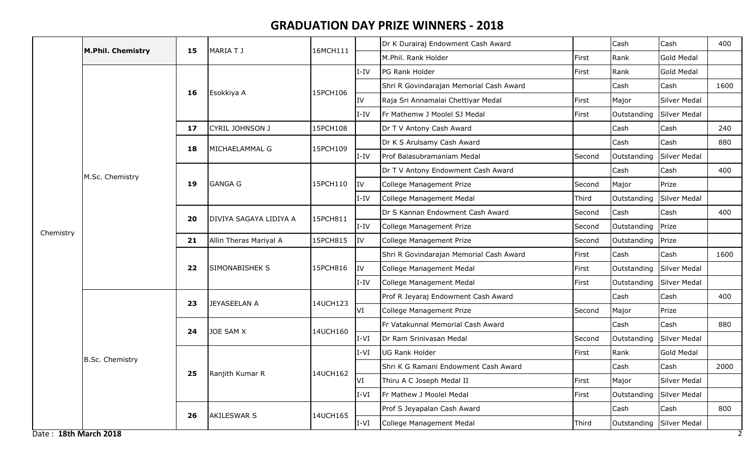# GRADUATION DAY PRIZE WINNERS - 2018

| | | | | | | | | | | |
|---|---|---|---|---|---|---|---|---|---|---|
| Chemistry | **M.Phil. Chemistry** | **15** | MARIA T J | 16MCH111 | | Dr K Durairaj Endowment Cash Award | | Cash | Cash | 400 |
| | | | | | | M.Phil. Rank Holder | First | Rank | Gold Medal | |
| | M.Sc. Chemistry | **16** | Esokkiya A | 15PCH106 | I-IV | PG Rank Holder | First | Rank | Gold Medal | |
| | | | | | | Shri R Govindarajan Memorial Cash Award | | Cash | Cash | 1600 |
| | | | | | IV | Raja Sri Annamalai Chettiyar Medal | First | Major | Silver Medal | |
| | | | | | I-IV | Fr Mathemw J Moolel SJ Medal | First | Outstanding | Silver Medal | |
| | | **17** | CYRIL JOHNSON J | 15PCH108 | | Dr T V Antony Cash Award | | Cash | Cash | 240 |
| | | **18** | MICHAELAMMAL G | 15PCH109 | | Dr K S Arulsamy Cash Award | | Cash | Cash | 880 |
| | | | | | I-IV | Prof Balasubramaniam Medal | Second | Outstanding | Silver Medal | |
| | | **19** | GANGA G | 15PCH110 | | Dr T V Antony Endowment Cash Award | | Cash | Cash | 400 |
| | | | | | IV | College Management Prize | Second | Major | Prize | |
| | | | | | I-IV | College Management Medal | Third | Outstanding | Silver Medal | |
| | | **20** | DIVIYA SAGAYA LIDIYA A | 15PCH811 | | Dr S Kannan Endowment Cash Award | Second | Cash | Cash | 400 |
| | | | | | I-IV | College Management Prize | Second | Outstanding | Prize | |
| | | **21** | Allin Theras Mariyal A | 15PCH815 | IV | College Management Prize | Second | Outstanding | Prize | |
| | | **22** | SIMONABISHEK S | 15PCH816 | | Shri R Govindarajan Memorial Cash Award | First | Cash | Cash | 1600 |
| | | | | | IV | College Management Medal | First | Outstanding | Silver Medal | |
| | | | | | I-IV | College Management Medal | First | Outstanding | Silver Medal | |
| | B.Sc. Chemistry | **23** | JEYASEELAN A | 14UCH123 | | Prof R Jeyaraj Endowment Cash Award | | Cash | Cash | 400 |
| | | | | | VI | College Management Prize | Second | Major | Prize | |
| | | **24** | JOE SAM X | 14UCH160 | | Fr Vatakunnal Memorial Cash Award | | Cash | Cash | 880 |
| | | | | | I-VI | Dr Ram Srinivasan Medal | Second | Outstanding | Silver Medal | |
| | | **25** | Ranjith Kumar R | 14UCH162 | I-VI | UG Rank Holder | First | Rank | Gold Medal | |
| | | | | | | Shri K G Ramani Endowment Cash Award | | Cash | Cash | 2000 |
| | | | | | VI | Thiru A C Joseph Medal II | First | Major | Silver Medal | |
| | | | | | I-VI | Fr Mathew J Moolel Medal | First | Outstanding | Silver Medal | |
| | | **26** | AKILESWAR S | 14UCH165 | | Prof S Jeyapalan Cash Award | | Cash | Cash | 800 |
| | | | | | I-VI | College Management Medal | Third | Outstanding | Silver Medal | |

Date : **18th March 2018**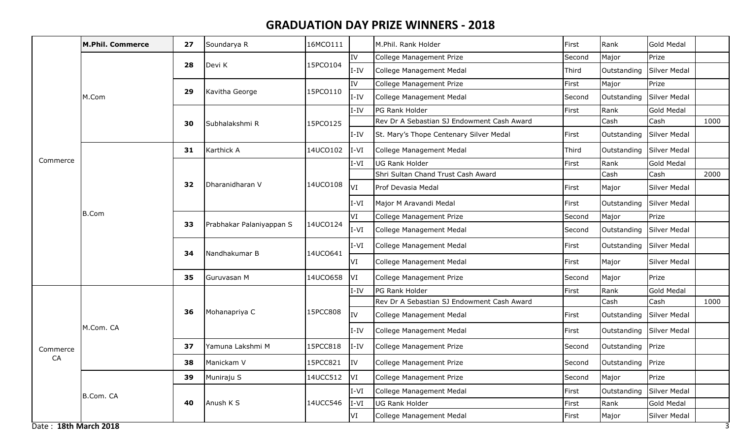# GRADUATION DAY PRIZE WINNERS - 2018

| | | | | | | | | | | |
|---|---|---|---|---|---|---|---|---|---|---|
| Commerce | **M.Phil. Commerce** | **27** | Soundarya R | 16MCO111 | | M.Phil. Rank Holder | First | Rank | Gold Medal | |
| | M.Com | **28** | Devi K | 15PCO104 | IV | College Management Prize | Second | Major | Prize | |
| | | | | | I-IV | College Management Medal | Third | Outstanding | Silver Medal | |
| | | **29** | Kavitha George | 15PCO110 | IV | College Management Prize | First | Major | Prize | |
| | | | | | I-IV | College Management Medal | Second | Outstanding | Silver Medal | |
| | | **30** | Subhalakshmi R | 15PCO125 | I-IV | PG Rank Holder | First | Rank | Gold Medal | |
| | | | | | | Rev Dr A Sebastian SJ Endowment Cash Award | | Cash | Cash | 1000 |
| | | | | | I-IV | St. Mary's Thope Centenary Silver Medal | First | Outstanding | Silver Medal | |
| | B.Com | **31** | Karthick A | 14UCO102 | I-VI | College Management Medal | Third | Outstanding | Silver Medal | |
| | | **32** | Dharanidharan V | 14UCO108 | I-VI | UG Rank Holder | First | Rank | Gold Medal | |
| | | | | | | Shri Sultan Chand Trust Cash Award | | Cash | Cash | 2000 |
| | | | | | VI | Prof Devasia Medal | First | Major | Silver Medal | |
| | | | | | I-VI | Major M Aravandi Medal | First | Outstanding | Silver Medal | |
| | | **33** | Prabhakar Palaniyappan S | 14UCO124 | VI | College Management Prize | Second | Major | Prize | |
| | | | | | I-VI | College Management Medal | Second | Outstanding | Silver Medal | |
| | | **34** | Nandhakumar B | 14UCO641 | I-VI | College Management Medal | First | Outstanding | Silver Medal | |
| | | | | | VI | College Management Medal | First | Major | Silver Medal | |
| | | **35** | Guruvasan M | 14UCO658 | VI | College Management Prize | Second | Major | Prize | |
| Commerce CA | M.Com. CA | **36** | Mohanapriya C | 15PCC808 | I-IV | PG Rank Holder | First | Rank | Gold Medal | |
| | | | | | | Rev Dr A Sebastian SJ Endowment Cash Award | | Cash | Cash | 1000 |
| | | | | | IV | College Management Medal | First | Outstanding | Silver Medal | |
| | | | | | I-IV | College Management Medal | First | Outstanding | Silver Medal | |
| | | **37** | Yamuna Lakshmi M | 15PCC818 | I-IV | College Management Prize | Second | Outstanding | Prize | |
| | | **38** | Manickam V | 15PCC821 | IV | College Management Prize | Second | Outstanding | Prize | |
| | B.Com. CA | **39** | Muniraju S | 14UCC512 | VI | College Management Prize | Second | Major | Prize | |
| | | **40** | Anush K S | 14UCC546 | I-VI | College Management Medal | First | Outstanding | Silver Medal | |
| | | | | | I-VI | UG Rank Holder | First | Rank | Gold Medal | |
| | | | | | VI | College Management Medal | First | Major | Silver Medal | |

Date : **18th March 2018**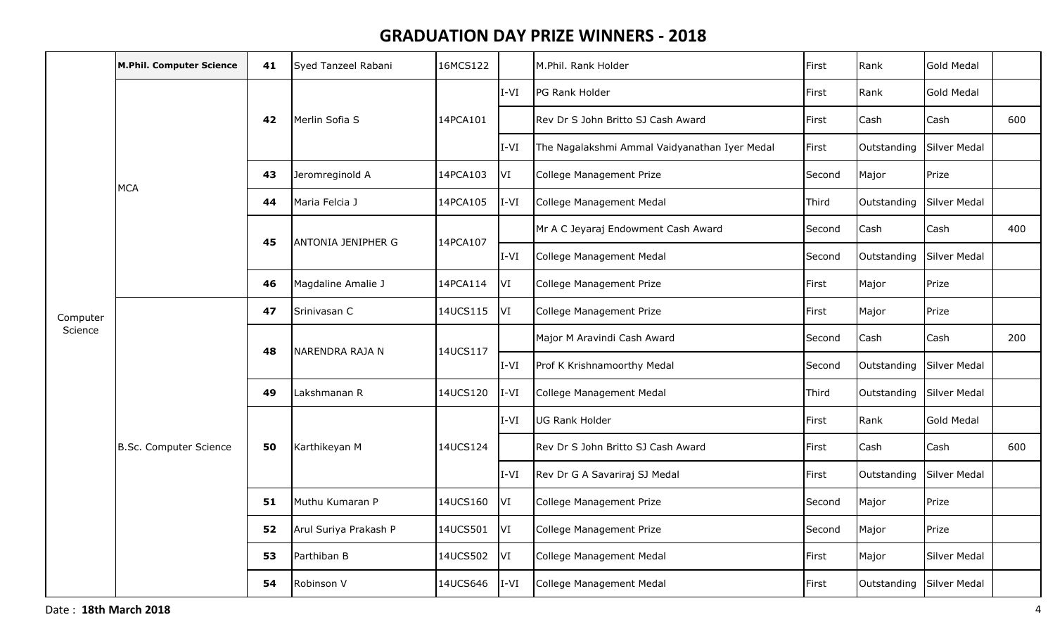# GRADUATION DAY PRIZE WINNERS - 2018

| | | | | | | | | | | |
|---|---|---|---|---|---|---|---|---|---|---|
| Computer Science | **M.Phil. Computer Science** | **41** | Syed Tanzeel Rabani | 16MCS122 | | M.Phil. Rank Holder | First | Rank | Gold Medal | |
| | MCA | **42** | Merlin Sofia S | 14PCA101 | I-VI | PG Rank Holder | First | Rank | Gold Medal | |
| | | | | | | Rev Dr S John Britto SJ Cash Award | First | Cash | Cash | 600 |
| | | | | | I-VI | The Nagalakshmi Ammal Vaidyanathan Iyer Medal | First | Outstanding | Silver Medal | |
| | | **43** | Jeromreginold A | 14PCA103 | VI | College Management Prize | Second | Major | Prize | |
| | | **44** | Maria Felcia J | 14PCA105 | I-VI | College Management Medal | Third | Outstanding | Silver Medal | |
| | | **45** | ANTONIA JENIPHER G | 14PCA107 | | Mr A C Jeyaraj Endowment Cash Award | Second | Cash | Cash | 400 |
| | | | | | I-VI | College Management Medal | Second | Outstanding | Silver Medal | |
| | | **46** | Magdaline Amalie J | 14PCA114 | VI | College Management Prize | First | Major | Prize | |
| | B.Sc. Computer Science | **47** | Srinivasan C | 14UCS115 | VI | College Management Prize | First | Major | Prize | |
| | | **48** | NARENDRA RAJA N | 14UCS117 | | Major M Aravindi Cash Award | Second | Cash | Cash | 200 |
| | | | | | I-VI | Prof K Krishnamoorthy Medal | Second | Outstanding | Silver Medal | |
| | | **49** | Lakshmanan R | 14UCS120 | I-VI | College Management Medal | Third | Outstanding | Silver Medal | |
| | | **50** | Karthikeyan M | 14UCS124 | I-VI | UG Rank Holder | First | Rank | Gold Medal | |
| | | | | | | Rev Dr S John Britto SJ Cash Award | First | Cash | Cash | 600 |
| | | | | | I-VI | Rev Dr G A Savariraj SJ Medal | First | Outstanding | Silver Medal | |
| | | **51** | Muthu Kumaran P | 14UCS160 | VI | College Management Prize | Second | Major | Prize | |
| | | **52** | Arul Suriya Prakash P | 14UCS501 | VI | College Management Prize | Second | Major | Prize | |
| | | **53** | Parthiban B | 14UCS502 | VI | College Management Medal | First | Major | Silver Medal | |
| | | **54** | Robinson V | 14UCS646 | I-VI | College Management Medal | First | Outstanding | Silver Medal | |

Date : **18th March 2018**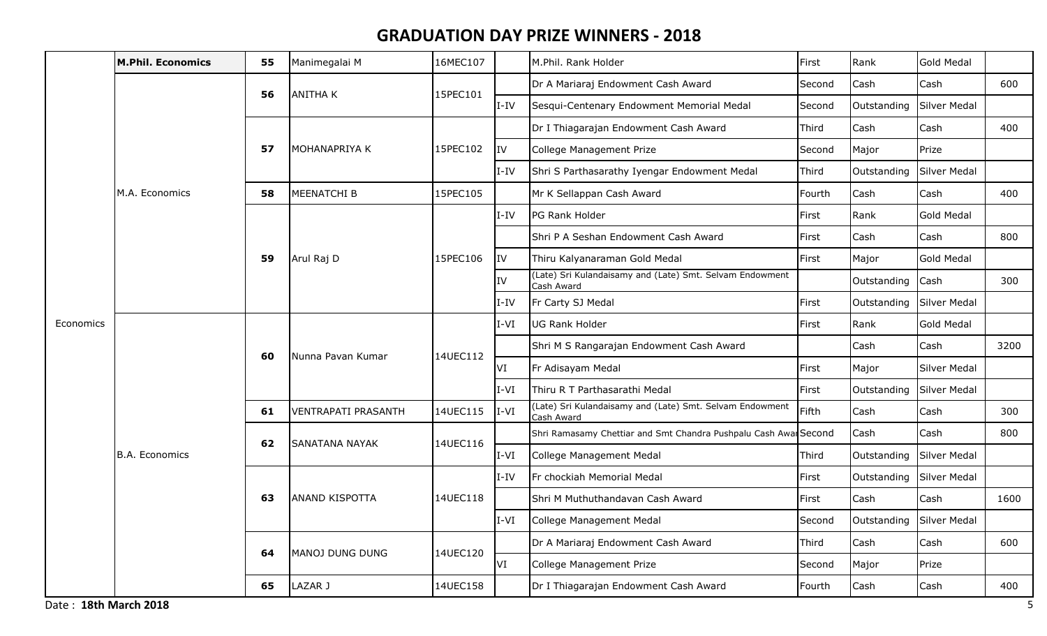# GRADUATION DAY PRIZE WINNERS - 2018

| | | | | | | | | | | |
|---|---|---|---|---|---|---|---|---|---|---|
| Economics | **M.Phil. Economics** | **55** | Manimegalai M | 16MEC107 | | M.Phil. Rank Holder | First | Rank | Gold Medal | |
| | M.A. Economics | **56** | ANITHA K | 15PEC101 | | Dr A Mariaraj Endowment Cash Award | Second | Cash | Cash | 600 |
| | | | | | I-IV | Sesqui-Centenary Endowment Memorial Medal | Second | Outstanding | Silver Medal | |
| | | **57** | MOHANAPRIYA K | 15PEC102 | | Dr I Thiagarajan Endowment Cash Award | Third | Cash | Cash | 400 |
| | | | | | IV | College Management Prize | Second | Major | Prize | |
| | | | | | I-IV | Shri S Parthasarathy Iyengar Endowment Medal | Third | Outstanding | Silver Medal | |
| | | **58** | MEENATCHI B | 15PEC105 | | Mr K Sellappan Cash Award | Fourth | Cash | Cash | 400 |
| | | **59** | Arul Raj D | 15PEC106 | I-IV | PG Rank Holder | First | Rank | Gold Medal | |
| | | | | | | Shri P A Seshan Endowment Cash Award | First | Cash | Cash | 800 |
| | | | | | IV | Thiru Kalyanaraman Gold Medal | First | Major | Gold Medal | |
| | | | | | IV | (Late) Sri Kulandaisamy and (Late) Smt. Selvam Endowment Cash Award | | Outstanding | Cash | 300 |
| | | | | | I-IV | Fr Carty SJ Medal | First | Outstanding | Silver Medal | |
| | B.A. Economics | **60** | Nunna Pavan Kumar | 14UEC112 | I-VI | UG Rank Holder | First | Rank | Gold Medal | |
| | | | | | | Shri M S Rangarajan Endowment Cash Award | | Cash | Cash | 3200 |
| | | | | | VI | Fr Adisayam Medal | First | Major | Silver Medal | |
| | | | | | I-VI | Thiru R T Parthasarathi Medal | First | Outstanding | Silver Medal | |
| | | **61** | VENTRAPATI PRASANTH | 14UEC115 | I-VI | (Late) Sri Kulandaisamy and (Late) Smt. Selvam Endowment Cash Award | Fifth | Cash | Cash | 300 |
| | | **62** | SANATANA NAYAK | 14UEC116 | | Shri Ramasamy Chettiar and Smt Chandra Pushpalu Cash Awar | Second | Cash | Cash | 800 |
| | | | | | I-VI | College Management Medal | Third | Outstanding | Silver Medal | |
| | | **63** | ANAND KISPOTTA | 14UEC118 | I-IV | Fr chockiah Memorial Medal | First | Outstanding | Silver Medal | |
| | | | | | | Shri M Muthuthandavan Cash Award | First | Cash | Cash | 1600 |
| | | | | | I-VI | College Management Medal | Second | Outstanding | Silver Medal | |
| | | **64** | MANOJ DUNG DUNG | 14UEC120 | | Dr A Mariaraj Endowment Cash Award | Third | Cash | Cash | 600 |
| | | | | | VI | College Management Prize | Second | Major | Prize | |
| | | **65** | LAZAR J | 14UEC158 | | Dr I Thiagarajan Endowment Cash Award | Fourth | Cash | Cash | 400 |

Date : **18th March 2018**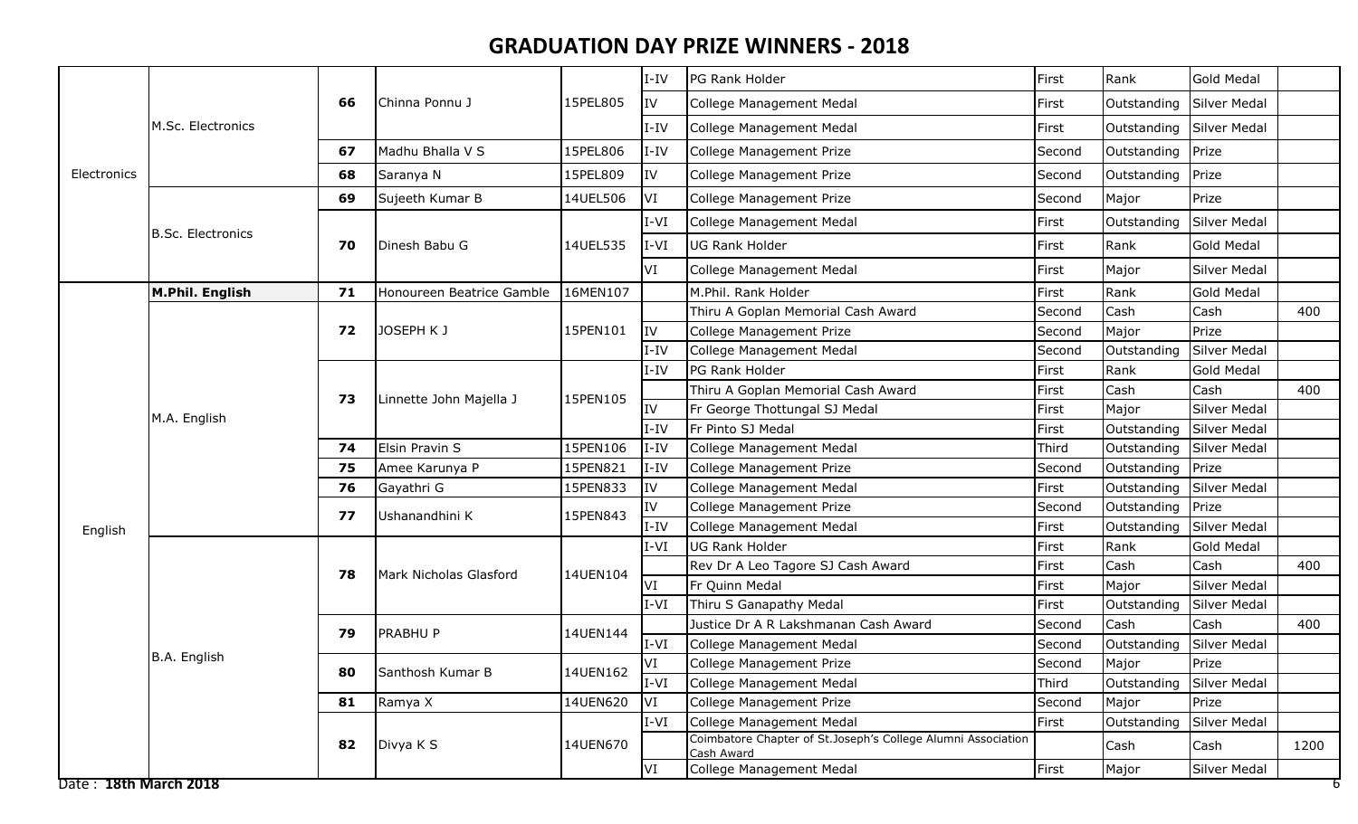# GRADUATION DAY PRIZE WINNERS - 2018

| | | | | | | | | | | |
|---|---|---|---|---|---|---|---|---|---|---|
| Electronics | M.Sc. Electronics | 66 | Chinna Ponnu J | 15PEL805 | I-IV | PG Rank Holder | First | Rank | Gold Medal | |
| | | | | | IV | College Management Medal | First | Outstanding | Silver Medal | |
| | | | | | I-IV | College Management Medal | First | Outstanding | Silver Medal | |
| | | 67 | Madhu Bhalla V S | 15PEL806 | I-IV | College Management Prize | Second | Outstanding | Prize | |
| | | 68 | Saranya N | 15PEL809 | IV | College Management Prize | Second | Outstanding | Prize | |
| | B.Sc. Electronics | 69 | Sujeeth Kumar B | 14UEL506 | VI | College Management Prize | Second | Major | Prize | |
| | | 70 | Dinesh Babu G | 14UEL535 | I-VI | College Management Medal | First | Outstanding | Silver Medal | |
| | | | | | I-VI | UG Rank Holder | First | Rank | Gold Medal | |
| | | | | | VI | College Management Medal | First | Major | Silver Medal | |
| English | **M.Phil. English** | 71 | Honoureen Beatrice Gamble | 16MEN107 | | M.Phil. Rank Holder | First | Rank | Gold Medal | |
| | M.A. English | 72 | JOSEPH K J | 15PEN101 | | Thiru A Goplan Memorial Cash Award | Second | Cash | Cash | 400 |
| | | | | | IV | College Management Prize | Second | Major | Prize | |
| | | | | | I-IV | College Management Medal | Second | Outstanding | Silver Medal | |
| | | 73 | Linnette John Majella J | 15PEN105 | I-IV | PG Rank Holder | First | Rank | Gold Medal | |
| | | | | | | Thiru A Goplan Memorial Cash Award | First | Cash | Cash | 400 |
| | | | | | IV | Fr George Thottungal SJ Medal | First | Major | Silver Medal | |
| | | | | | I-IV | Fr Pinto SJ Medal | First | Outstanding | Silver Medal | |
| | | 74 | Elsin Pravin S | 15PEN106 | I-IV | College Management Medal | Third | Outstanding | Silver Medal | |
| | | 75 | Amee Karunya P | 15PEN821 | I-IV | College Management Prize | Second | Outstanding | Prize | |
| | | 76 | Gayathri G | 15PEN833 | IV | College Management Medal | First | Outstanding | Silver Medal | |
| | | 77 | Ushanandhini K | 15PEN843 | IV | College Management Prize | Second | Outstanding | Prize | |
| | | | | | I-IV | College Management Medal | First | Outstanding | Silver Medal | |
| | B.A. English | 78 | Mark Nicholas Glasford | 14UEN104 | I-VI | UG Rank Holder | First | Rank | Gold Medal | |
| | | | | | | Rev Dr A Leo Tagore SJ Cash Award | First | Cash | Cash | 400 |
| | | | | | VI | Fr Quinn Medal | First | Major | Silver Medal | |
| | | | | | I-VI | Thiru S Ganapathy Medal | First | Outstanding | Silver Medal | |
| | | 79 | PRABHU P | 14UEN144 | | Justice Dr A R Lakshmanan Cash Award | Second | Cash | Cash | 400 |
| | | | | | I-VI | College Management Medal | Second | Outstanding | Silver Medal | |
| | | 80 | Santhosh Kumar B | 14UEN162 | VI | College Management Prize | Second | Major | Prize | |
| | | | | | I-VI | College Management Medal | Third | Outstanding | Silver Medal | |
| | | 81 | Ramya X | 14UEN620 | VI | College Management Prize | Second | Major | Prize | |
| | | 82 | Divya K S | 14UEN670 | I-VI | College Management Medal | First | Outstanding | Silver Medal | |
| | | | | | | Coimbatore Chapter of St.Joseph's College Alumni Association Cash Award | | Cash | Cash | 1200 |
| | | | | | VI | College Management Medal | First | Major | Silver Medal | |

Date : **18th March 2018**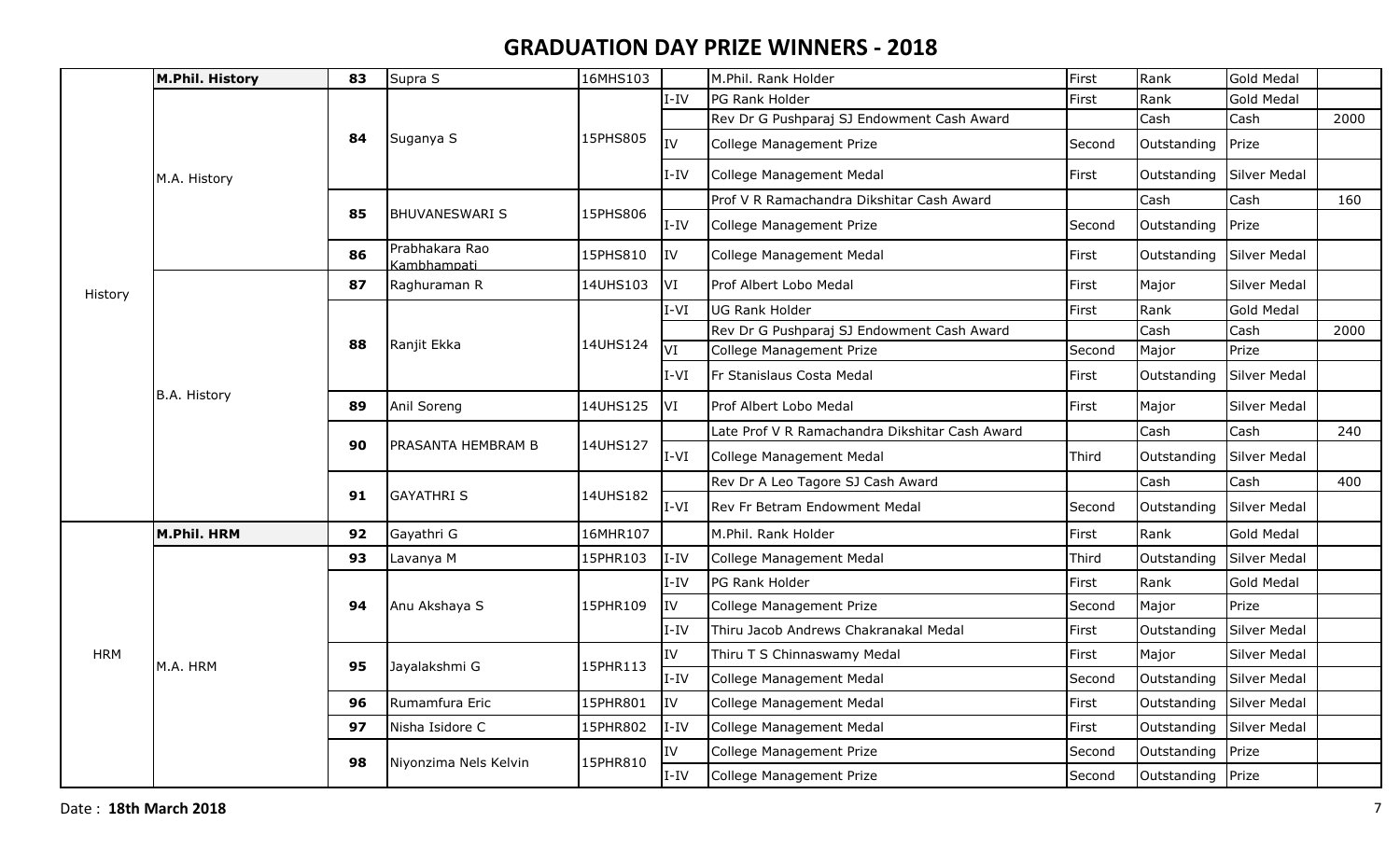# GRADUATION DAY PRIZE WINNERS - 2018

| | | | | | | | | | | |
|---|---|---|---|---|---|---|---|---|---|---|
| History | **M.Phil. History** | **83** | Supra S | 16MHS103 | | M.Phil. Rank Holder | First | Rank | Gold Medal | |
| | M.A. History | **84** | Suganya S | 15PHS805 | I-IV | PG Rank Holder | First | Rank | Gold Medal | |
| | | | | | | Rev Dr G Pushparaj SJ Endowment Cash Award | | Cash | Cash | 2000 |
| | | | | | IV | College Management Prize | Second | Outstanding | Prize | |
| | | | | | I-IV | College Management Medal | First | Outstanding | Silver Medal | |
| | | **85** | BHUVANESWARI S | 15PHS806 | | Prof V R Ramachandra Dikshitar Cash Award | | Cash | Cash | 160 |
| | | | | | I-IV | College Management Prize | Second | Outstanding | Prize | |
| | | **86** | Prabhakara Rao Kambhampati | 15PHS810 | IV | College Management Medal | First | Outstanding | Silver Medal | |
| | B.A. History | **87** | Raghuraman R | 14UHS103 | VI | Prof Albert Lobo Medal | First | Major | Silver Medal | |
| | | **88** | Ranjit Ekka | 14UHS124 | I-VI | UG Rank Holder | First | Rank | Gold Medal | |
| | | | | | | Rev Dr G Pushparaj SJ Endowment Cash Award | | Cash | Cash | 2000 |
| | | | | | VI | College Management Prize | Second | Major | Prize | |
| | | | | | I-VI | Fr Stanislaus Costa Medal | First | Outstanding | Silver Medal | |
| | | **89** | Anil Soreng | 14UHS125 | VI | Prof Albert Lobo Medal | First | Major | Silver Medal | |
| | | **90** | PRASANTA HEMBRAM B | 14UHS127 | | Late Prof V R Ramachandra Dikshitar Cash Award | | Cash | Cash | 240 |
| | | | | | I-VI | College Management Medal | Third | Outstanding | Silver Medal | |
| | | **91** | GAYATHRI S | 14UHS182 | | Rev Dr A Leo Tagore SJ Cash Award | | Cash | Cash | 400 |
| | | | | | I-VI | Rev Fr Betram Endowment Medal | Second | Outstanding | Silver Medal | |
| HRM | **M.Phil. HRM** | **92** | Gayathri G | 16MHR107 | | M.Phil. Rank Holder | First | Rank | Gold Medal | |
| | M.A. HRM | **93** | Lavanya M | 15PHR103 | I-IV | College Management Medal | Third | Outstanding | Silver Medal | |
| | | **94** | Anu Akshaya S | 15PHR109 | I-IV | PG Rank Holder | First | Rank | Gold Medal | |
| | | | | | IV | College Management Prize | Second | Major | Prize | |
| | | | | | I-IV | Thiru Jacob Andrews Chakranakal Medal | First | Outstanding | Silver Medal | |
| | | **95** | Jayalakshmi G | 15PHR113 | IV | Thiru T S Chinnaswamy Medal | First | Major | Silver Medal | |
| | | | | | I-IV | College Management Medal | Second | Outstanding | Silver Medal | |
| | | **96** | Rumamfura Eric | 15PHR801 | IV | College Management Medal | First | Outstanding | Silver Medal | |
| | | **97** | Nisha Isidore C | 15PHR802 | I-IV | College Management Medal | First | Outstanding | Silver Medal | |
| | | **98** | Niyonzima Nels Kelvin | 15PHR810 | IV | College Management Prize | Second | Outstanding | Prize | |
| | | | | | I-IV | College Management Prize | Second | Outstanding | Prize | |

Date : **18th March 2018**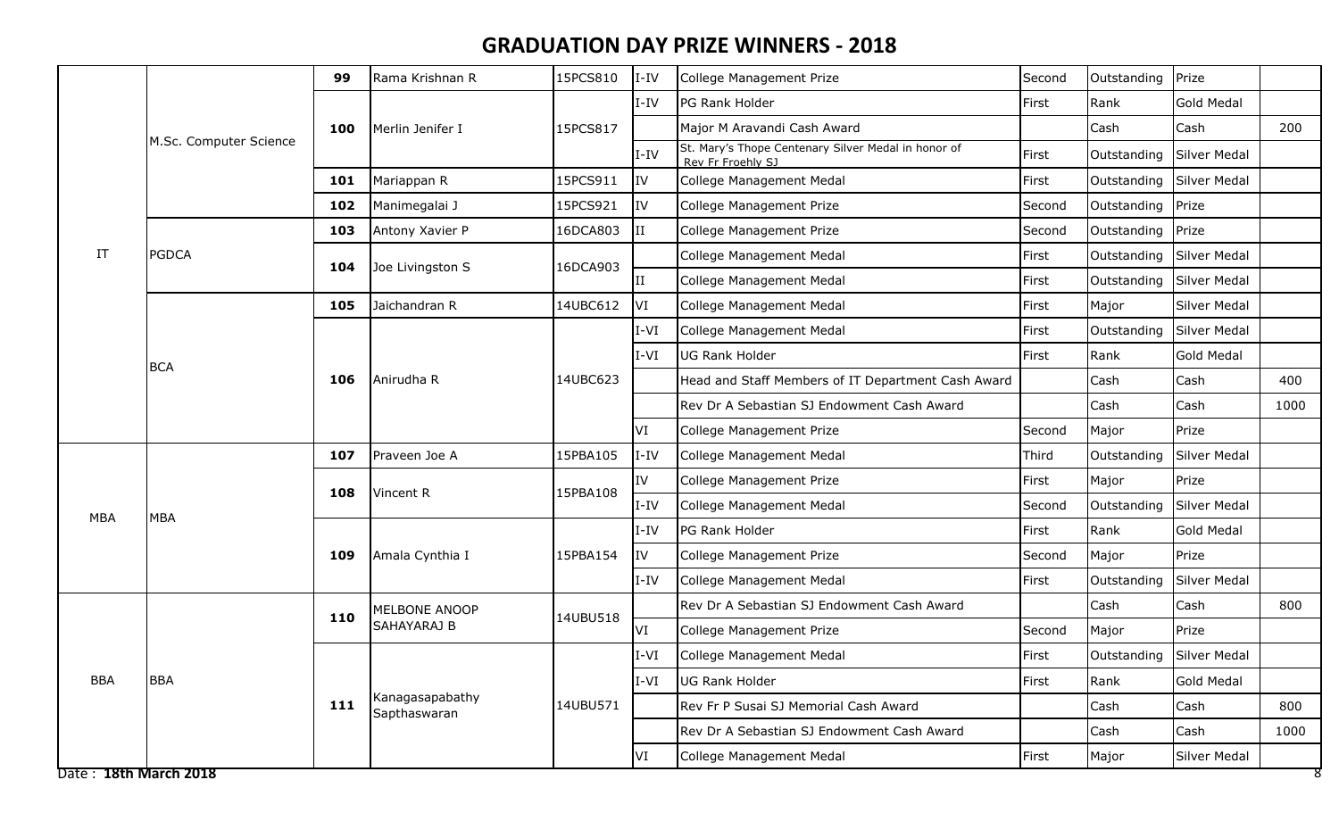# GRADUATION DAY PRIZE WINNERS - 2018

| | | | | | | | | | | |
|---|---|---|---|---|---|---|---|---|---|---|
| IT | M.Sc. Computer Science | 99 | Rama Krishnan R | 15PCS810 | I-IV | College Management Prize | Second | Outstanding | Prize | |
| | | 100 | Merlin Jenifer I | 15PCS817 | I-IV | PG Rank Holder | First | Rank | Gold Medal | |
| | | | | | | Major M Aravandi Cash Award | | Cash | Cash | 200 |
| | | | | | I-IV | St. Mary's Thope Centenary Silver Medal in honor of Rev Fr Froehly SJ | First | Outstanding | Silver Medal | |
| | | 101 | Mariappan R | 15PCS911 | IV | College Management Medal | First | Outstanding | Silver Medal | |
| | | 102 | Manimegalai J | 15PCS921 | IV | College Management Prize | Second | Outstanding | Prize | |
| | PGDCA | 103 | Antony Xavier P | 16DCA803 | II | College Management Prize | Second | Outstanding | Prize | |
| | | 104 | Joe Livingston S | 16DCA903 | | College Management Medal | First | Outstanding | Silver Medal | |
| | | | | | II | College Management Medal | First | Outstanding | Silver Medal | |
| | BCA | 105 | Jaichandran R | 14UBC612 | VI | College Management Medal | First | Major | Silver Medal | |
| | | 106 | Anirudha R | 14UBC623 | I-VI | College Management Medal | First | Outstanding | Silver Medal | |
| | | | | | I-VI | UG Rank Holder | First | Rank | Gold Medal | |
| | | | | | | Head and Staff Members of IT Department Cash Award | | Cash | Cash | 400 |
| | | | | | | Rev Dr A Sebastian SJ Endowment Cash Award | | Cash | Cash | 1000 |
| | | | | | VI | College Management Prize | Second | Major | Prize | |
| MBA | MBA | 107 | Praveen Joe A | 15PBA105 | I-IV | College Management Medal | Third | Outstanding | Silver Medal | |
| | | 108 | Vincent R | 15PBA108 | IV | College Management Prize | First | Major | Prize | |
| | | | | | I-IV | College Management Medal | Second | Outstanding | Silver Medal | |
| | | 109 | Amala Cynthia I | 15PBA154 | I-IV | PG Rank Holder | First | Rank | Gold Medal | |
| | | | | | IV | College Management Prize | Second | Major | Prize | |
| | | | | | I-IV | College Management Medal | First | Outstanding | Silver Medal | |
| BBA | BBA | 110 | MELBONE ANOOP SAHAYARAJ B | 14UBU518 | | Rev Dr A Sebastian SJ Endowment Cash Award | | Cash | Cash | 800 |
| | | | | | VI | College Management Prize | Second | Major | Prize | |
| | | 111 | Kanagasapabathy Sapthaswaran | 14UBU571 | I-VI | College Management Medal | First | Outstanding | Silver Medal | |
| | | | | | I-VI | UG Rank Holder | First | Rank | Gold Medal | |
| | | | | | | Rev Fr P Susai SJ Memorial Cash Award | | Cash | Cash | 800 |
| | | | | | | Rev Dr A Sebastian SJ Endowment Cash Award | | Cash | Cash | 1000 |
| | | | | | VI | College Management Medal | First | Major | Silver Medal | |

Date : **18th March 2018**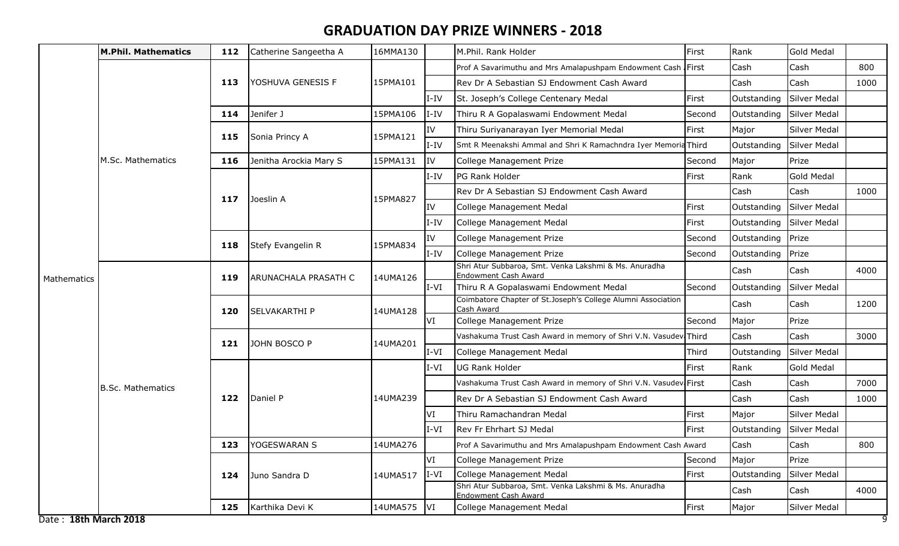# GRADUATION DAY PRIZE WINNERS - 2018

| Department | Programme | S.No | Name | Reg. No | Semester | Prize | Position | Category | Award | Amount |
|---|---|---|---|---|---|---|---|---|---|---|
| Mathematics | M.Phil. Mathematics | 112 | Catherine Sangeetha A | 16MMA130 | | M.Phil. Rank Holder | First | Rank | Gold Medal | |
| | M.Sc. Mathematics | 113 | YOSHUVA GENESIS F | 15PMA101 | | Prof A Savarimuthu and Mrs Amalapushpam Endowment Cash | First | Cash | Cash | 800 |
| | | | | | | Rev Dr A Sebastian SJ Endowment Cash Award | | Cash | Cash | 1000 |
| | | | | | I-IV | St. Joseph's College Centenary Medal | First | Outstanding | Silver Medal | |
| | | 114 | Jenifer J | 15PMA106 | I-IV | Thiru R A Gopalaswami Endowment Medal | Second | Outstanding | Silver Medal | |
| | | 115 | Sonia Princy A | 15PMA121 | IV | Thiru Suriyanarayan Iyer Memorial Medal | First | Major | Silver Medal | |
| | | | | | I-IV | Smt R Meenakshi Ammal and Shri K Ramachndra Iyer Memoria | Third | Outstanding | Silver Medal | |
| | | 116 | Jenitha Arockia Mary S | 15PMA131 | IV | College Management Prize | Second | Major | Prize | |
| | | 117 | Joeslin A | 15PMA827 | I-IV | PG Rank Holder | First | Rank | Gold Medal | |
| | | | | | | Rev Dr A Sebastian SJ Endowment Cash Award | | Cash | Cash | 1000 |
| | | | | | IV | College Management Medal | First | Outstanding | Silver Medal | |
| | | | | | I-IV | College Management Medal | First | Outstanding | Silver Medal | |
| | | 118 | Stefy Evangelin R | 15PMA834 | IV | College Management Prize | Second | Outstanding | Prize | |
| | | | | | I-IV | College Management Prize | Second | Outstanding | Prize | |
| | B.Sc. Mathematics | 119 | ARUNACHALA PRASATH C | 14UMA126 | | Shri Atur Subbaroa, Smt. Venka Lakshmi & Ms. Anuradha Endowment Cash Award | | Cash | Cash | 4000 |
| | | | | | I-VI | Thiru R A Gopalaswami Endowment Medal | Second | Outstanding | Silver Medal | |
| | | 120 | SELVAKARTHI P | 14UMA128 | | Coimbatore Chapter of St.Joseph's College Alumni Association Cash Award | | Cash | Cash | 1200 |
| | | | | | VI | College Management Prize | Second | Major | Prize | |
| | | 121 | JOHN BOSCO P | 14UMA201 | | Vashakuma Trust Cash Award in memory of Shri V.N. Vasudev | Third | Cash | Cash | 3000 |
| | | | | | I-VI | College Management Medal | Third | Outstanding | Silver Medal | |
| | | 122 | Daniel P | 14UMA239 | I-VI | UG Rank Holder | First | Rank | Gold Medal | |
| | | | | | | Vashakuma Trust Cash Award in memory of Shri V.N. Vasudev | First | Cash | Cash | 7000 |
| | | | | | | Rev Dr A Sebastian SJ Endowment Cash Award | | Cash | Cash | 1000 |
| | | | | | VI | Thiru Ramachandran Medal | First | Major | Silver Medal | |
| | | | | | I-VI | Rev Fr Ehrhart SJ Medal | First | Outstanding | Silver Medal | |
| | | 123 | YOGESWARAN S | 14UMA276 | | Prof A Savarimuthu and Mrs Amalapushpam Endowment Cash Award | | Cash | Cash | 800 |
| | | 124 | Juno Sandra D | 14UMA517 | VI | College Management Prize | Second | Major | Prize | |
| | | | | | I-VI | College Management Medal | First | Outstanding | Silver Medal | |
| | | | | | | Shri Atur Subbaroa, Smt. Venka Lakshmi & Ms. Anuradha Endowment Cash Award | | Cash | Cash | 4000 |
| | | 125 | Karthika Devi K | 14UMA575 | VI | College Management Medal | First | Major | Silver Medal | |

Date : **18th March 2018**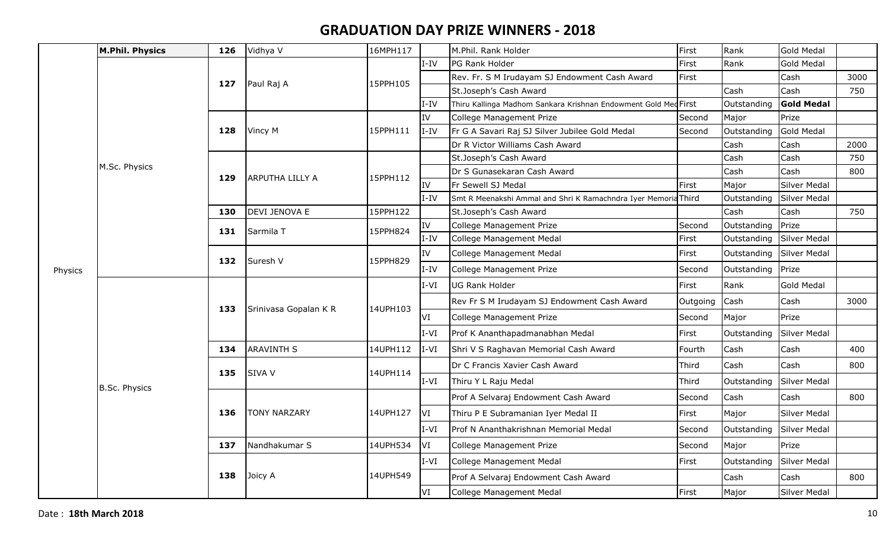# GRADUATION DAY PRIZE WINNERS - 2018

| | | | | | | | | | | |
|---|---|---|---|---|---|---|---|---|---|---|
| Physics | **M.Phil. Physics** | **126** | Vidhya V | 16MPH117 | | M.Phil. Rank Holder | First | Rank | Gold Medal | |
| | M.Sc. Physics | **127** | Paul Raj A | 15PPH105 | I-IV | PG Rank Holder | First | Rank | Gold Medal | |
| | | | | | | Rev. Fr. S M Irudayam SJ Endowment Cash Award | First | | Cash | 3000 |
| | | | | | | St.Joseph's Cash Award | | Cash | Cash | 750 |
| | | | | | I-IV | Thiru Kallinga Madhom Sankara Krishnan Endowment Gold Med | First | Outstanding | **Gold Medal** | |
| | | **128** | Vincy M | 15PPH111 | IV | College Management Prize | Second | Major | Prize | |
| | | | | | I-IV | Fr G A Savari Raj SJ Silver Jubilee Gold Medal | Second | Outstanding | Gold Medal | |
| | | | | | | Dr R Victor Williams Cash Award | | Cash | Cash | 2000 |
| | | **129** | ARPUTHA LILLY A | 15PPH112 | | St.Joseph's Cash Award | | Cash | Cash | 750 |
| | | | | | | Dr S Gunasekaran Cash Award | | Cash | Cash | 800 |
| | | | | | IV | Fr Sewell SJ Medal | First | Major | Silver Medal | |
| | | | | | I-IV | Smt R Meenakshi Ammal and Shri K Ramachndra Iyer Memoria | Third | Outstanding | Silver Medal | |
| | | **130** | DEVI JENOVA E | 15PPH122 | | St.Joseph's Cash Award | | Cash | Cash | 750 |
| | | **131** | Sarmila T | 15PPH824 | IV | College Management Prize | Second | Outstanding | Prize | |
| | | | | | I-IV | College Management Medal | First | Outstanding | Silver Medal | |
| | | **132** | Suresh V | 15PPH829 | IV | College Management Medal | First | Outstanding | Silver Medal | |
| | | | | | I-IV | College Management Prize | Second | Outstanding | Prize | |
| | B.Sc. Physics | **133** | Srinivasa Gopalan K R | 14UPH103 | I-VI | UG Rank Holder | First | Rank | Gold Medal | |
| | | | | | | Rev Fr S M Irudayam SJ Endowment Cash Award | Outgoing | Cash | Cash | 3000 |
| | | | | | VI | College Management Prize | Second | Major | Prize | |
| | | | | | I-VI | Prof K Ananthapadmanabhan Medal | First | Outstanding | Silver Medal | |
| | | **134** | ARAVINTH S | 14UPH112 | I-VI | Shri V S Raghavan Memorial Cash Award | Fourth | Cash | Cash | 400 |
| | | **135** | SIVA V | 14UPH114 | | Dr C Francis Xavier Cash Award | Third | Cash | Cash | 800 |
| | | | | | I-VI | Thiru Y L Raju Medal | Third | Outstanding | Silver Medal | |
| | | **136** | TONY NARZARY | 14UPH127 | | Prof A Selvaraj Endowment Cash Award | Second | Cash | Cash | 800 |
| | | | | | VI | Thiru P E Subramanian Iyer Medal II | First | Major | Silver Medal | |
| | | | | | I-VI | Prof N Ananthakrishnan Memorial Medal | Second | Outstanding | Silver Medal | |
| | | **137** | Nandhakumar S | 14UPH534 | VI | College Management Prize | Second | Major | Prize | |
| | | **138** | Joicy A | 14UPH549 | I-VI | College Management Medal | First | Outstanding | Silver Medal | |
| | | | | | | Prof A Selvaraj Endowment Cash Award | | Cash | Cash | 800 |
| | | | | | VI | College Management Medal | First | Major | Silver Medal | |

Date : **18th March 2018**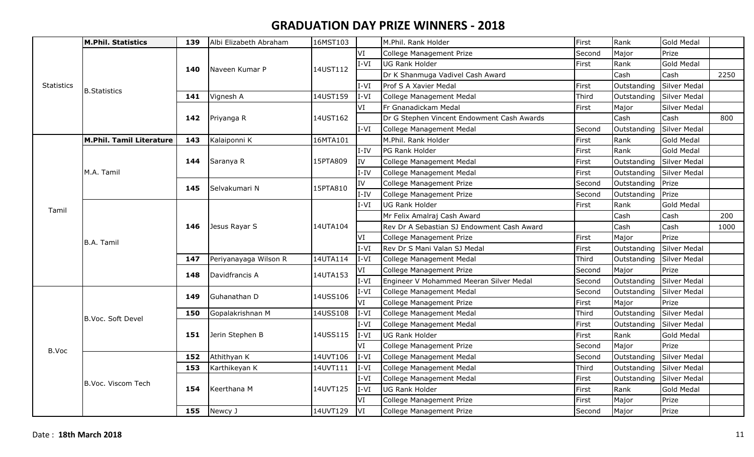# GRADUATION DAY PRIZE WINNERS - 2018

| | | | | | | | | | | |
|---|---|---|---|---|---|---|---|---|---|---|
| Statistics | **M.Phil. Statistics** | **139** | Albi Elizabeth Abraham | 16MST103 | | M.Phil. Rank Holder | First | Rank | Gold Medal | |
| | B.Statistics | **140** | Naveen Kumar P | 14UST112 | VI | College Management Prize | Second | Major | Prize | |
| | | | | | I-VI | UG Rank Holder | First | Rank | Gold Medal | |
| | | | | | | Dr K Shanmuga Vadivel Cash Award | | Cash | Cash | 2250 |
| | | | | | I-VI | Prof S A Xavier Medal | First | Outstanding | Silver Medal | |
| | | **141** | Vignesh A | 14UST159 | I-VI | College Management Medal | Third | Outstanding | Silver Medal | |
| | | **142** | Priyanga R | 14UST162 | VI | Fr Gnanadickam Medal | First | Major | Silver Medal | |
| | | | | | | Dr G Stephen Vincent Endowment Cash Awards | | Cash | Cash | 800 |
| | | | | | I-VI | College Management Medal | Second | Outstanding | Silver Medal | |
| Tamil | **M.Phil. Tamil Literature** | **143** | Kalaiponni K | 16MTA101 | | M.Phil. Rank Holder | First | Rank | Gold Medal | |
| | M.A. Tamil | **144** | Saranya R | 15PTA809 | I-IV | PG Rank Holder | First | Rank | Gold Medal | |
| | | | | | IV | College Management Medal | First | Outstanding | Silver Medal | |
| | | | | | I-IV | College Management Medal | First | Outstanding | Silver Medal | |
| | | **145** | Selvakumari N | 15PTA810 | IV | College Management Prize | Second | Outstanding | Prize | |
| | | | | | I-IV | College Management Prize | Second | Outstanding | Prize | |
| | B.A. Tamil | **146** | Jesus Rayar S | 14UTA104 | I-VI | UG Rank Holder | First | Rank | Gold Medal | |
| | | | | | | Mr Felix Amalraj Cash Award | | Cash | Cash | 200 |
| | | | | | | Rev Dr A Sebastian SJ Endowment Cash Award | | Cash | Cash | 1000 |
| | | | | | VI | College Management Prize | First | Major | Prize | |
| | | | | | I-VI | Rev Dr S Mani Valan SJ Medal | First | Outstanding | Silver Medal | |
| | | **147** | Periyanayaga Wilson R | 14UTA114 | I-VI | College Management Medal | Third | Outstanding | Silver Medal | |
| | | **148** | Davidfrancis A | 14UTA153 | VI | College Management Prize | Second | Major | Prize | |
| | | | | | I-VI | Engineer V Mohammed Meeran Silver Medal | Second | Outstanding | Silver Medal | |
| B.Voc | B.Voc. Soft Devel | **149** | Guhanathan D | 14USS106 | I-VI | College Management Medal | Second | Outstanding | Silver Medal | |
| | | | | | VI | College Management Prize | First | Major | Prize | |
| | | **150** | Gopalakrishnan M | 14USS108 | I-VI | College Management Medal | Third | Outstanding | Silver Medal | |
| | | **151** | Jerin Stephen B | 14USS115 | I-VI | College Management Medal | First | Outstanding | Silver Medal | |
| | | | | | I-VI | UG Rank Holder | First | Rank | Gold Medal | |
| | | | | | VI | College Management Prize | Second | Major | Prize | |
| | B.Voc. Viscom Tech | **152** | Athithyan K | 14UVT106 | I-VI | College Management Medal | Second | Outstanding | Silver Medal | |
| | | **153** | Karthikeyan K | 14UVT111 | I-VI | College Management Medal | Third | Outstanding | Silver Medal | |
| | | **154** | Keerthana M | 14UVT125 | I-VI | College Management Medal | First | Outstanding | Silver Medal | |
| | | | | | I-VI | UG Rank Holder | First | Rank | Gold Medal | |
| | | | | | VI | College Management Prize | First | Major | Prize | |
| | | **155** | Newcy J | 14UVT129 | VI | College Management Prize | Second | Major | Prize | |

Date : **18th March 2018**